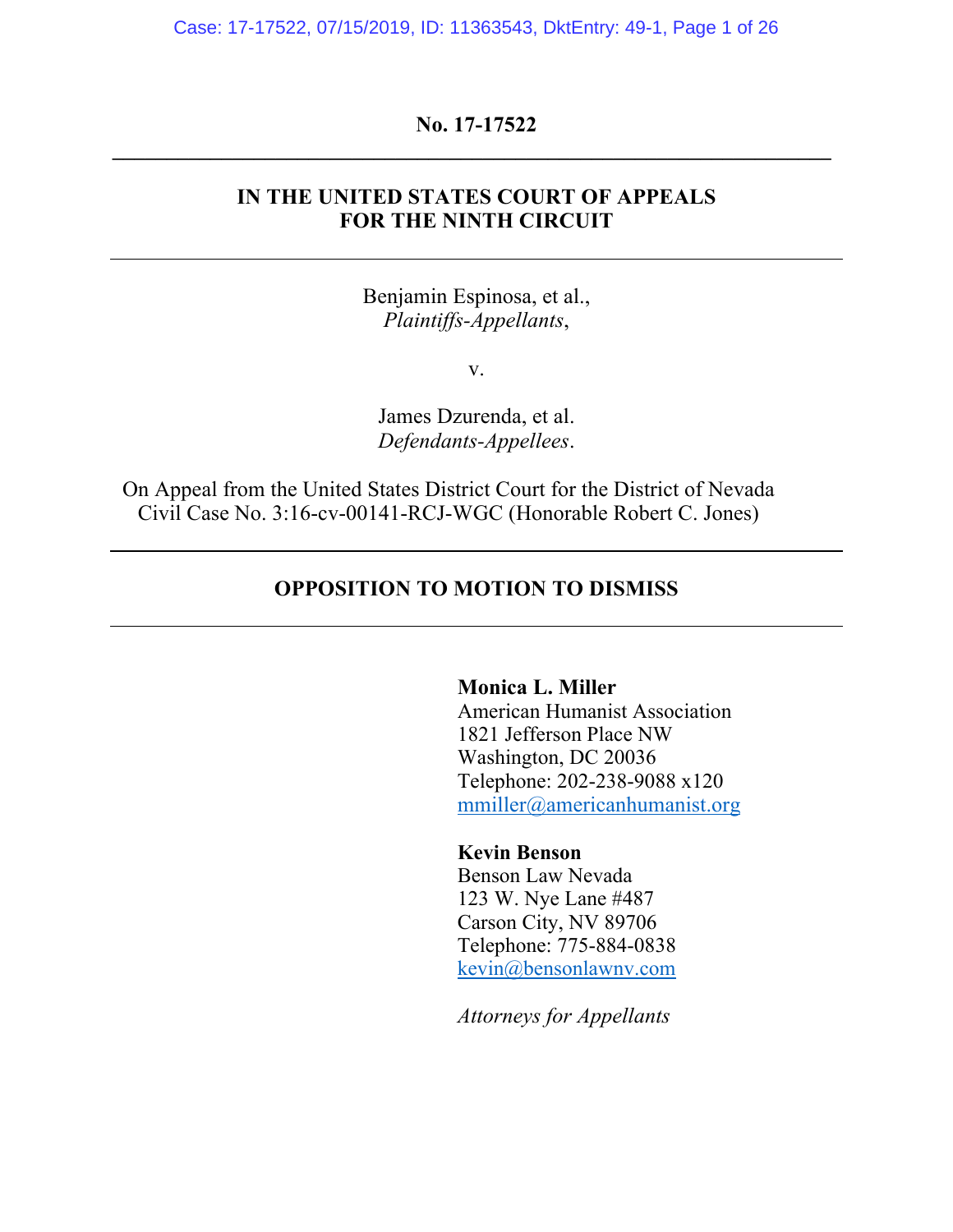**No. 17-17522**

---

**IN THE UNITED STATES COURT OF APPEALS**
**FOR THE NINTH CIRCUIT**

---

Benjamin Espinosa, et al.,
*Plaintiffs-Appellants*,

v.

James Dzurenda, et al.
*Defendants-Appellees*.

On Appeal from the United States District Court for the District of Nevada
Civil Case No. 3:16-cv-00141-RCJ-WGC (Honorable Robert C. Jones)

---

**OPPOSITION TO MOTION TO DISMISS**

---

**Monica L. Miller**
American Humanist Association
1821 Jefferson Place NW
Washington, DC 20036
Telephone: 202-238-9088 x120
mmiller@americanhumanist.org

**Kevin Benson**
Benson Law Nevada
123 W. Nye Lane #487
Carson City, NV 89706
Telephone: 775-884-0838
kevin@bensonlawnv.com

*Attorneys for Appellants*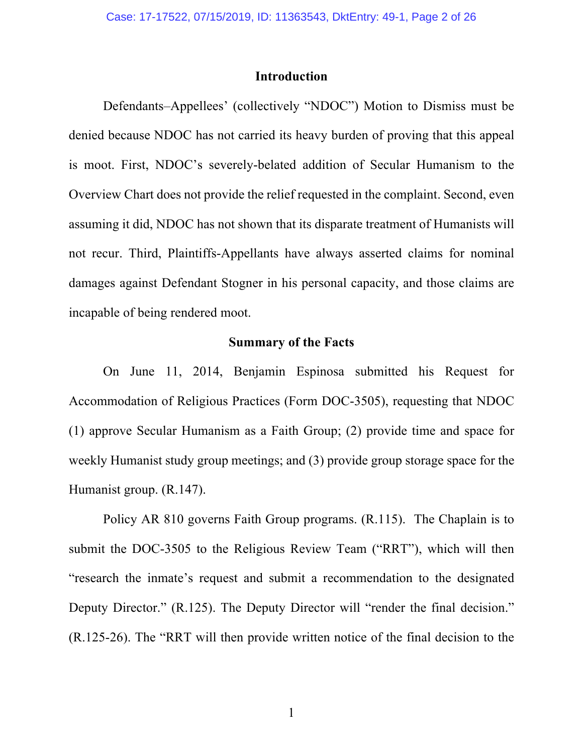## Introduction

Defendants–Appellees' (collectively "NDOC") Motion to Dismiss must be denied because NDOC has not carried its heavy burden of proving that this appeal is moot. First, NDOC's severely-belated addition of Secular Humanism to the Overview Chart does not provide the relief requested in the complaint. Second, even assuming it did, NDOC has not shown that its disparate treatment of Humanists will not recur. Third, Plaintiffs-Appellants have always asserted claims for nominal damages against Defendant Stogner in his personal capacity, and those claims are incapable of being rendered moot.

## Summary of the Facts

On June 11, 2014, Benjamin Espinosa submitted his Request for Accommodation of Religious Practices (Form DOC-3505), requesting that NDOC (1) approve Secular Humanism as a Faith Group; (2) provide time and space for weekly Humanist study group meetings; and (3) provide group storage space for the Humanist group. (R.147).

Policy AR 810 governs Faith Group programs. (R.115). The Chaplain is to submit the DOC-3505 to the Religious Review Team ("RRT"), which will then "research the inmate's request and submit a recommendation to the designated Deputy Director." (R.125). The Deputy Director will "render the final decision." (R.125-26). The "RRT will then provide written notice of the final decision to the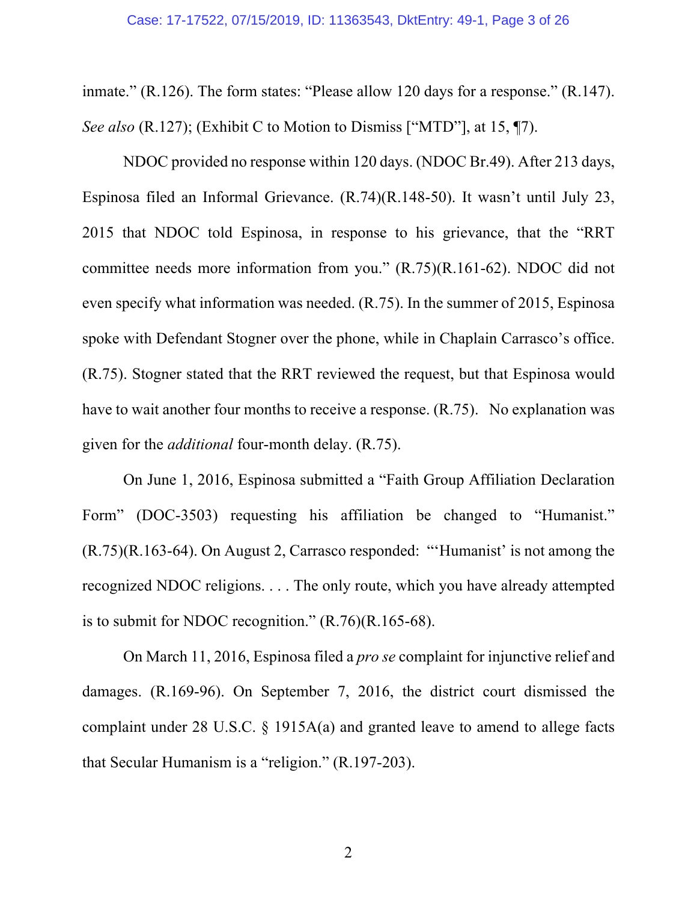inmate." (R.126). The form states: "Please allow 120 days for a response." (R.147). *See also* (R.127); (Exhibit C to Motion to Dismiss ["MTD"], at 15, ¶7).

NDOC provided no response within 120 days. (NDOC Br.49). After 213 days, Espinosa filed an Informal Grievance. (R.74)(R.148-50). It wasn't until July 23, 2015 that NDOC told Espinosa, in response to his grievance, that the "RRT committee needs more information from you." (R.75)(R.161-62). NDOC did not even specify what information was needed. (R.75). In the summer of 2015, Espinosa spoke with Defendant Stogner over the phone, while in Chaplain Carrasco's office. (R.75). Stogner stated that the RRT reviewed the request, but that Espinosa would have to wait another four months to receive a response. (R.75). No explanation was given for the *additional* four-month delay. (R.75).

On June 1, 2016, Espinosa submitted a "Faith Group Affiliation Declaration Form" (DOC-3503) requesting his affiliation be changed to "Humanist." (R.75)(R.163-64). On August 2, Carrasco responded: "'Humanist' is not among the recognized NDOC religions. . . . The only route, which you have already attempted is to submit for NDOC recognition." (R.76)(R.165-68).

On March 11, 2016, Espinosa filed a *pro se* complaint for injunctive relief and damages. (R.169-96). On September 7, 2016, the district court dismissed the complaint under 28 U.S.C. § 1915A(a) and granted leave to amend to allege facts that Secular Humanism is a "religion." (R.197-203).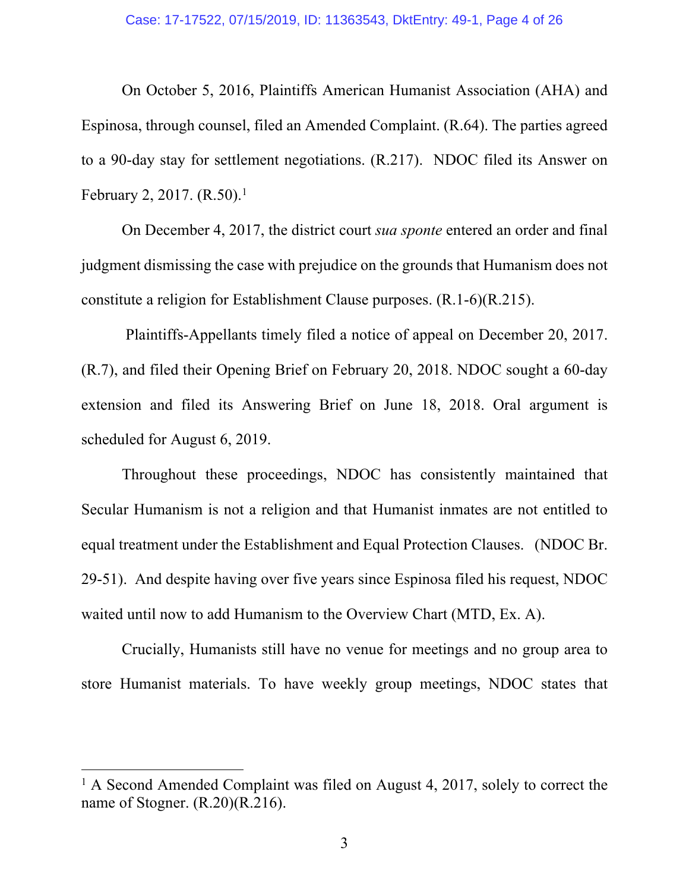On October 5, 2016, Plaintiffs American Humanist Association (AHA) and Espinosa, through counsel, filed an Amended Complaint. (R.64). The parties agreed to a 90-day stay for settlement negotiations. (R.217). NDOC filed its Answer on February 2, 2017. (R.50).[1]

On December 4, 2017, the district court *sua sponte* entered an order and final judgment dismissing the case with prejudice on the grounds that Humanism does not constitute a religion for Establishment Clause purposes. (R.1-6)(R.215).

Plaintiffs-Appellants timely filed a notice of appeal on December 20, 2017. (R.7), and filed their Opening Brief on February 20, 2018. NDOC sought a 60-day extension and filed its Answering Brief on June 18, 2018. Oral argument is scheduled for August 6, 2019.

Throughout these proceedings, NDOC has consistently maintained that Secular Humanism is not a religion and that Humanist inmates are not entitled to equal treatment under the Establishment and Equal Protection Clauses. (NDOC Br. 29-51). And despite having over five years since Espinosa filed his request, NDOC waited until now to add Humanism to the Overview Chart (MTD, Ex. A).

Crucially, Humanists still have no venue for meetings and no group area to store Humanist materials. To have weekly group meetings, NDOC states that

[1] A Second Amended Complaint was filed on August 4, 2017, solely to correct the name of Stogner. (R.20)(R.216).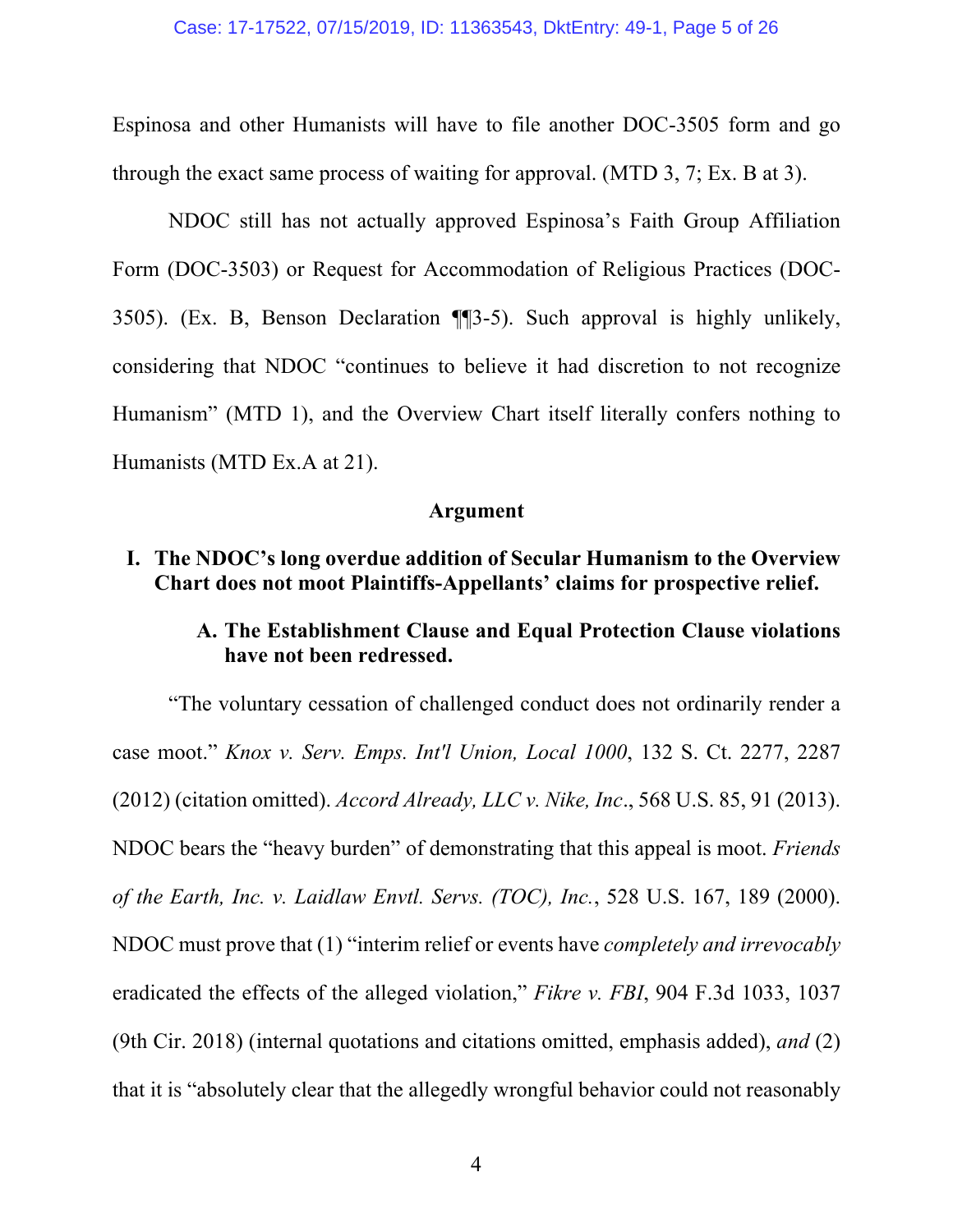Espinosa and other Humanists will have to file another DOC-3505 form and go through the exact same process of waiting for approval. (MTD 3, 7; Ex. B at 3).

NDOC still has not actually approved Espinosa's Faith Group Affiliation Form (DOC-3503) or Request for Accommodation of Religious Practices (DOC-3505). (Ex. B, Benson Declaration ¶¶3-5). Such approval is highly unlikely, considering that NDOC "continues to believe it had discretion to not recognize Humanism" (MTD 1), and the Overview Chart itself literally confers nothing to Humanists (MTD Ex.A at 21).

## Argument

### I. The NDOC's long overdue addition of Secular Humanism to the Overview Chart does not moot Plaintiffs-Appellants' claims for prospective relief.

#### A. The Establishment Clause and Equal Protection Clause violations have not been redressed.

"The voluntary cessation of challenged conduct does not ordinarily render a case moot." *Knox v. Serv. Emps. Int'l Union, Local 1000*, 132 S. Ct. 2277, 2287 (2012) (citation omitted). *Accord Already, LLC v. Nike, Inc*., 568 U.S. 85, 91 (2013). NDOC bears the "heavy burden" of demonstrating that this appeal is moot. *Friends of the Earth, Inc. v. Laidlaw Envtl. Servs. (TOC), Inc.*, 528 U.S. 167, 189 (2000). NDOC must prove that (1) "interim relief or events have *completely and irrevocably* eradicated the effects of the alleged violation," *Fikre v. FBI*, 904 F.3d 1033, 1037 (9th Cir. 2018) (internal quotations and citations omitted, emphasis added), *and* (2) that it is "absolutely clear that the allegedly wrongful behavior could not reasonably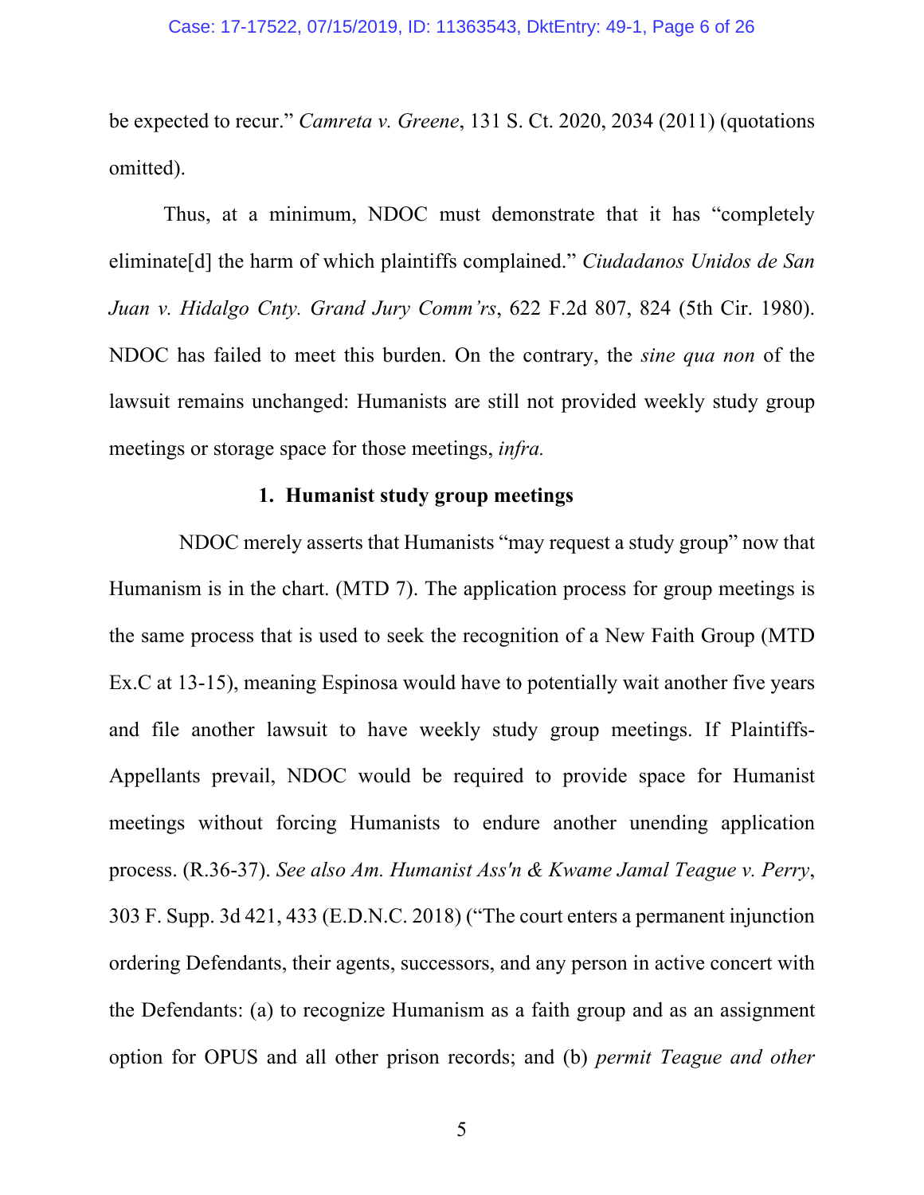be expected to recur." *Camreta v. Greene*, 131 S. Ct. 2020, 2034 (2011) (quotations omitted).

Thus, at a minimum, NDOC must demonstrate that it has "completely eliminate[d] the harm of which plaintiffs complained." *Ciudadanos Unidos de San Juan v. Hidalgo Cnty. Grand Jury Comm'rs*, 622 F.2d 807, 824 (5th Cir. 1980). NDOC has failed to meet this burden. On the contrary, the *sine qua non* of the lawsuit remains unchanged: Humanists are still not provided weekly study group meetings or storage space for those meetings, *infra.*

### 1. Humanist study group meetings

NDOC merely asserts that Humanists "may request a study group" now that Humanism is in the chart. (MTD 7). The application process for group meetings is the same process that is used to seek the recognition of a New Faith Group (MTD Ex.C at 13-15), meaning Espinosa would have to potentially wait another five years and file another lawsuit to have weekly study group meetings. If Plaintiffs-Appellants prevail, NDOC would be required to provide space for Humanist meetings without forcing Humanists to endure another unending application process. (R.36-37). *See also Am. Humanist Ass'n & Kwame Jamal Teague v. Perry*, 303 F. Supp. 3d 421, 433 (E.D.N.C. 2018) ("The court enters a permanent injunction ordering Defendants, their agents, successors, and any person in active concert with the Defendants: (a) to recognize Humanism as a faith group and as an assignment option for OPUS and all other prison records; and (b) *permit Teague and other*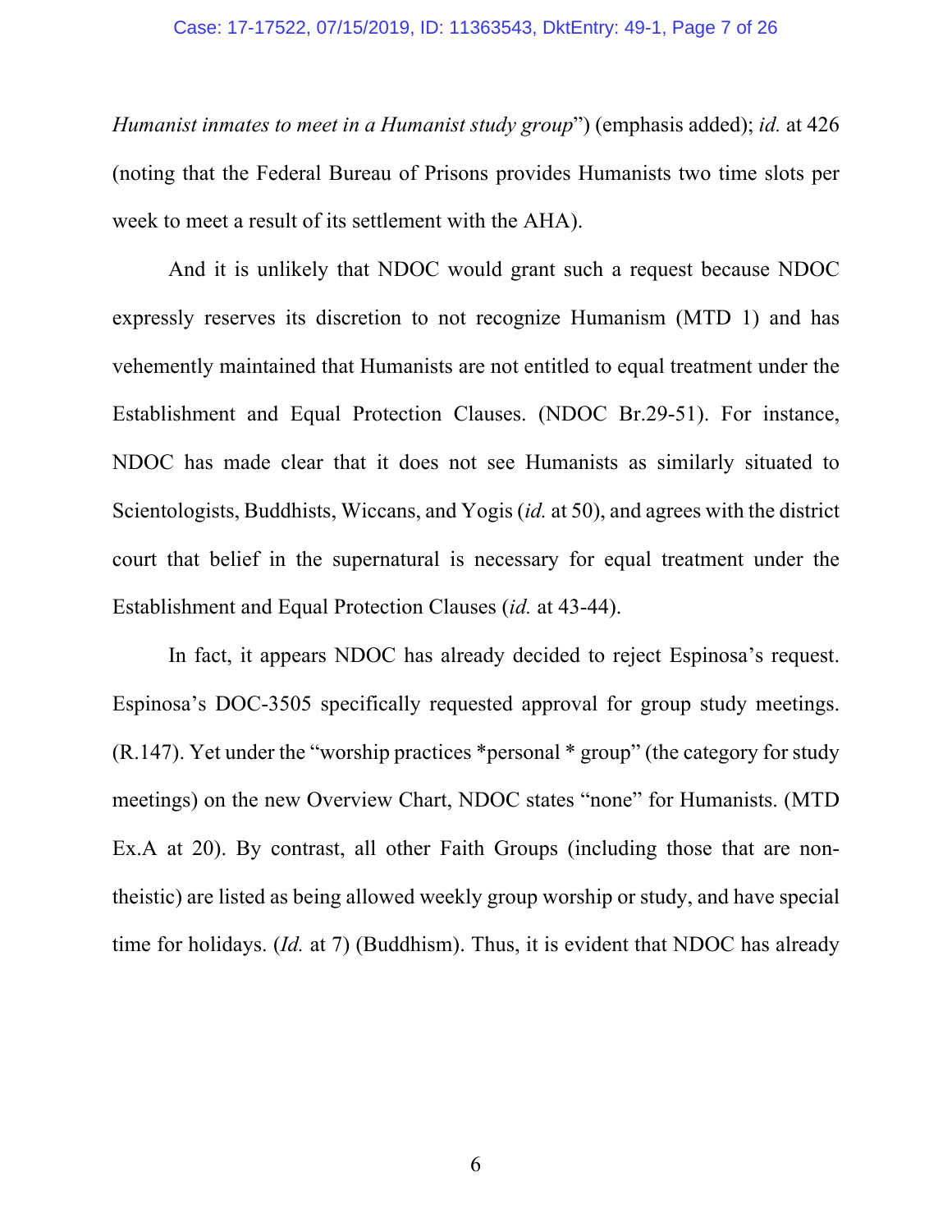*Humanist inmates to meet in a Humanist study group*") (emphasis added); *id.* at 426 (noting that the Federal Bureau of Prisons provides Humanists two time slots per week to meet a result of its settlement with the AHA).

And it is unlikely that NDOC would grant such a request because NDOC expressly reserves its discretion to not recognize Humanism (MTD 1) and has vehemently maintained that Humanists are not entitled to equal treatment under the Establishment and Equal Protection Clauses. (NDOC Br.29-51). For instance, NDOC has made clear that it does not see Humanists as similarly situated to Scientologists, Buddhists, Wiccans, and Yogis (*id.* at 50), and agrees with the district court that belief in the supernatural is necessary for equal treatment under the Establishment and Equal Protection Clauses (*id.* at 43-44).

In fact, it appears NDOC has already decided to reject Espinosa's request. Espinosa's DOC-3505 specifically requested approval for group study meetings. (R.147). Yet under the "worship practices *personal * group" (the category for study meetings) on the new Overview Chart, NDOC states "none" for Humanists. (MTD Ex.A at 20). By contrast, all other Faith Groups (including those that are non-theistic) are listed as being allowed weekly group worship or study, and have special time for holidays. (*Id.* at 7) (Buddhism). Thus, it is evident that NDOC has already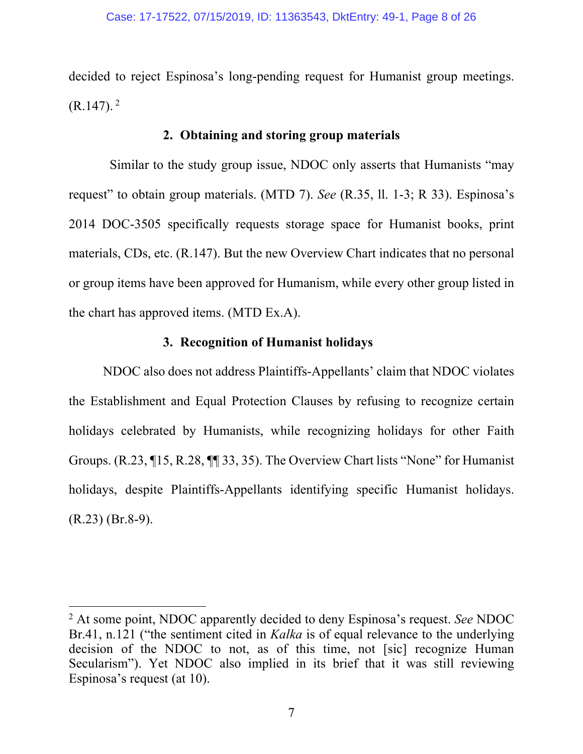decided to reject Espinosa's long-pending request for Humanist group meetings. (R.147).[2]

### 2. Obtaining and storing group materials

Similar to the study group issue, NDOC only asserts that Humanists "may request" to obtain group materials. (MTD 7). *See* (R.35, ll. 1-3; R 33). Espinosa's 2014 DOC-3505 specifically requests storage space for Humanist books, print materials, CDs, etc. (R.147). But the new Overview Chart indicates that no personal or group items have been approved for Humanism, while every other group listed in the chart has approved items. (MTD Ex.A).

### 3. Recognition of Humanist holidays

NDOC also does not address Plaintiffs-Appellants' claim that NDOC violates the Establishment and Equal Protection Clauses by refusing to recognize certain holidays celebrated by Humanists, while recognizing holidays for other Faith Groups. (R.23, ¶15, R.28, ¶¶ 33, 35). The Overview Chart lists "None" for Humanist holidays, despite Plaintiffs-Appellants identifying specific Humanist holidays. (R.23) (Br.8-9).

---

[2] At some point, NDOC apparently decided to deny Espinosa's request. *See* NDOC Br.41, n.121 ("the sentiment cited in *Kalka* is of equal relevance to the underlying decision of the NDOC to not, as of this time, not [sic] recognize Human Secularism"). Yet NDOC also implied in its brief that it was still reviewing Espinosa's request (at 10).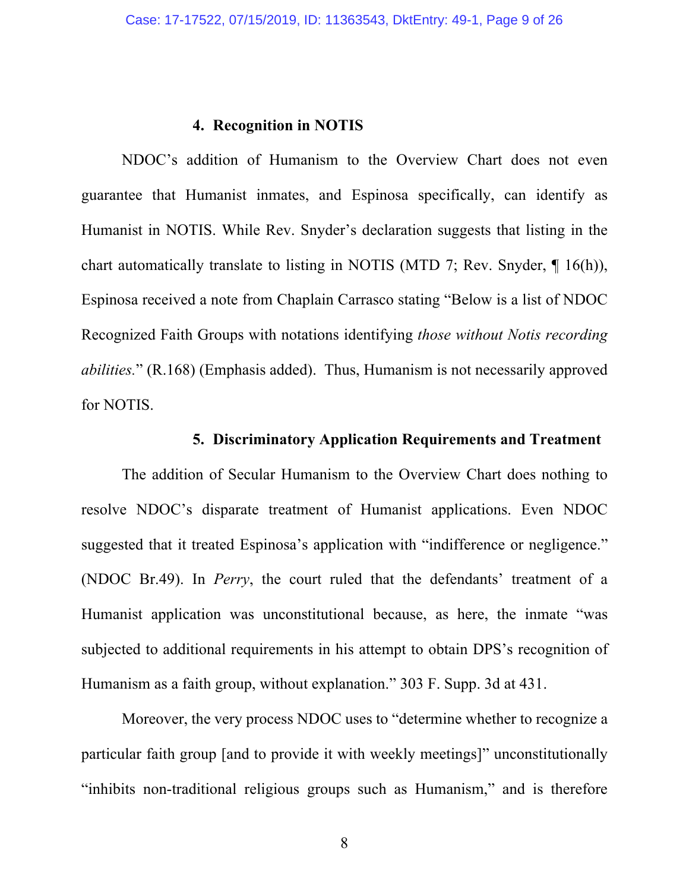#### 4. Recognition in NOTIS

NDOC's addition of Humanism to the Overview Chart does not even guarantee that Humanist inmates, and Espinosa specifically, can identify as Humanist in NOTIS. While Rev. Snyder's declaration suggests that listing in the chart automatically translate to listing in NOTIS (MTD 7; Rev. Snyder, ¶ 16(h)), Espinosa received a note from Chaplain Carrasco stating "Below is a list of NDOC Recognized Faith Groups with notations identifying *those without Notis recording abilities.*" (R.168) (Emphasis added). Thus, Humanism is not necessarily approved for NOTIS.

#### 5. Discriminatory Application Requirements and Treatment

The addition of Secular Humanism to the Overview Chart does nothing to resolve NDOC's disparate treatment of Humanist applications. Even NDOC suggested that it treated Espinosa's application with "indifference or negligence." (NDOC Br.49). In *Perry*, the court ruled that the defendants' treatment of a Humanist application was unconstitutional because, as here, the inmate "was subjected to additional requirements in his attempt to obtain DPS's recognition of Humanism as a faith group, without explanation." 303 F. Supp. 3d at 431.

Moreover, the very process NDOC uses to "determine whether to recognize a particular faith group [and to provide it with weekly meetings]" unconstitutionally "inhibits non-traditional religious groups such as Humanism," and is therefore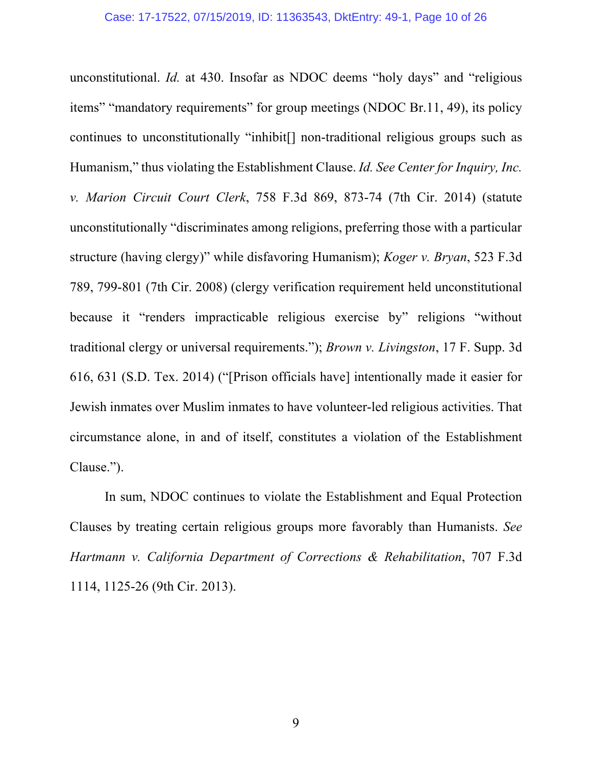unconstitutional. *Id.* at 430. Insofar as NDOC deems "holy days" and "religious items" "mandatory requirements" for group meetings (NDOC Br.11, 49), its policy continues to unconstitutionally "inhibit[] non-traditional religious groups such as Humanism," thus violating the Establishment Clause. *Id. See Center for Inquiry, Inc. v. Marion Circuit Court Clerk*, 758 F.3d 869, 873-74 (7th Cir. 2014) (statute unconstitutionally "discriminates among religions, preferring those with a particular structure (having clergy)" while disfavoring Humanism); *Koger v. Bryan*, 523 F.3d 789, 799-801 (7th Cir. 2008) (clergy verification requirement held unconstitutional because it "renders impracticable religious exercise by" religions "without traditional clergy or universal requirements."); *Brown v. Livingston*, 17 F. Supp. 3d 616, 631 (S.D. Tex. 2014) ("[Prison officials have] intentionally made it easier for Jewish inmates over Muslim inmates to have volunteer-led religious activities. That circumstance alone, in and of itself, constitutes a violation of the Establishment Clause.").

In sum, NDOC continues to violate the Establishment and Equal Protection Clauses by treating certain religious groups more favorably than Humanists. *See Hartmann v. California Department of Corrections & Rehabilitation*, 707 F.3d 1114, 1125-26 (9th Cir. 2013).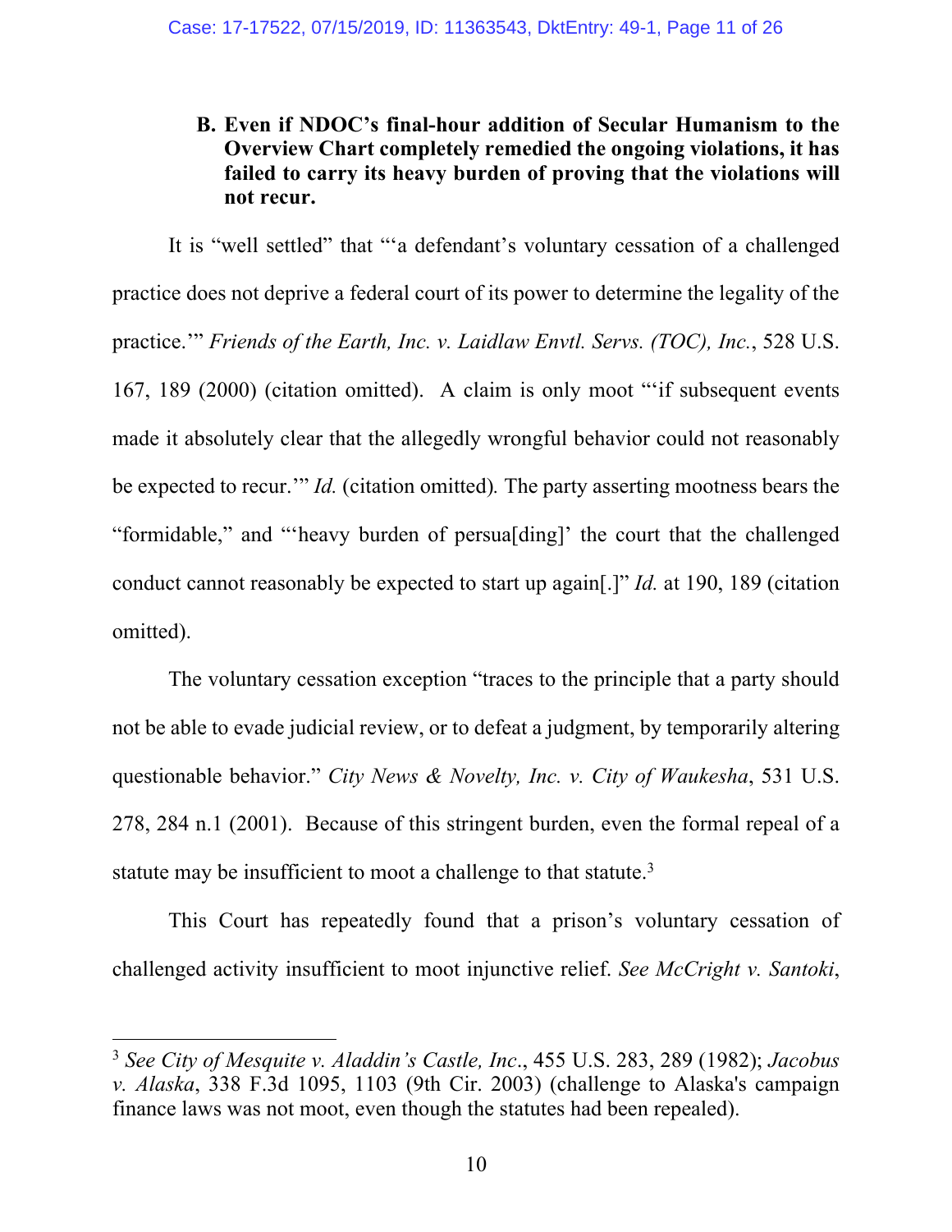**B. Even if NDOC's final-hour addition of Secular Humanism to the Overview Chart completely remedied the ongoing violations, it has failed to carry its heavy burden of proving that the violations will not recur.**

It is "well settled" that "'a defendant's voluntary cessation of a challenged practice does not deprive a federal court of its power to determine the legality of the practice.'" *Friends of the Earth, Inc. v. Laidlaw Envtl. Servs. (TOC), Inc.*, 528 U.S. 167, 189 (2000) (citation omitted). A claim is only moot "'if subsequent events made it absolutely clear that the allegedly wrongful behavior could not reasonably be expected to recur.'" *Id.* (citation omitted). The party asserting mootness bears the "formidable," and "'heavy burden of persua[ding]' the court that the challenged conduct cannot reasonably be expected to start up again[.]" *Id.* at 190, 189 (citation omitted).

The voluntary cessation exception "traces to the principle that a party should not be able to evade judicial review, or to defeat a judgment, by temporarily altering questionable behavior." *City News & Novelty, Inc. v. City of Waukesha*, 531 U.S. 278, 284 n.1 (2001). Because of this stringent burden, even the formal repeal of a statute may be insufficient to moot a challenge to that statute.[3]

This Court has repeatedly found that a prison's voluntary cessation of challenged activity insufficient to moot injunctive relief. *See McCright v. Santoki*,

---

[3] *See City of Mesquite v. Aladdin's Castle, Inc.*, 455 U.S. 283, 289 (1982); *Jacobus v. Alaska*, 338 F.3d 1095, 1103 (9th Cir. 2003) (challenge to Alaska's campaign finance laws was not moot, even though the statutes had been repealed).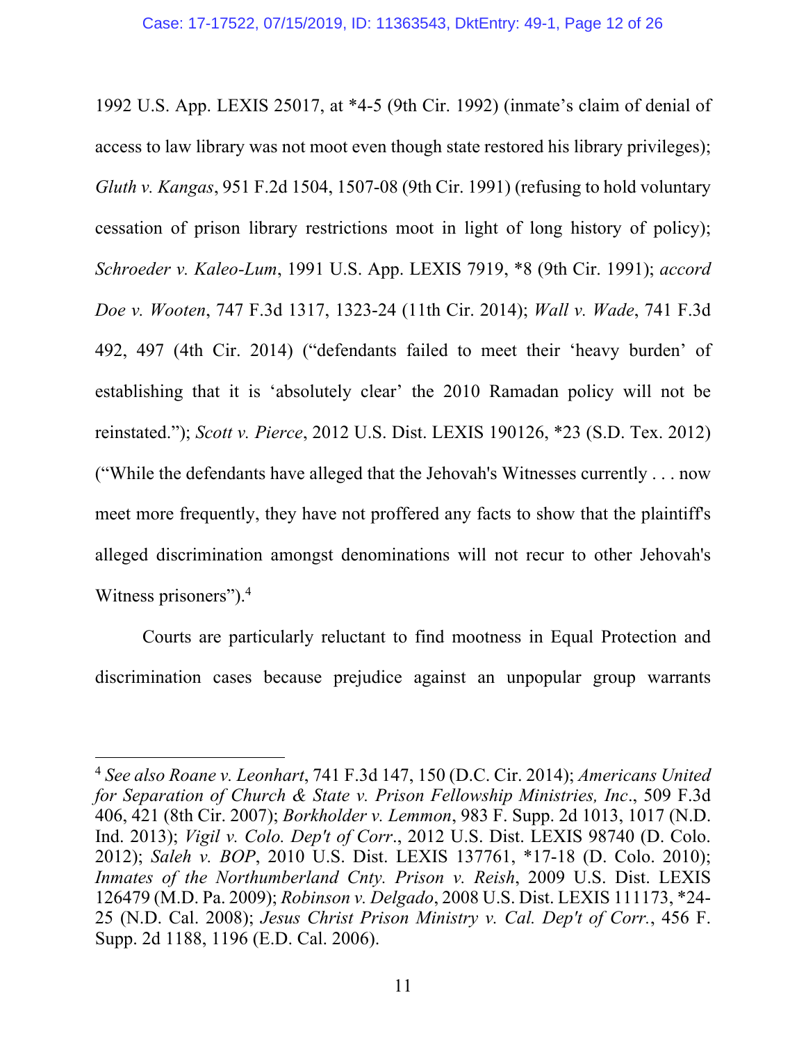1992 U.S. App. LEXIS 25017, at *4-5 (9th Cir. 1992) (inmate's claim of denial of access to law library was not moot even though state restored his library privileges); *Gluth v. Kangas*, 951 F.2d 1504, 1507-08 (9th Cir. 1991) (refusing to hold voluntary cessation of prison library restrictions moot in light of long history of policy); *Schroeder v. Kaleo-Lum*, 1991 U.S. App. LEXIS 7919, *8 (9th Cir. 1991); *accord Doe v. Wooten*, 747 F.3d 1317, 1323-24 (11th Cir. 2014); *Wall v. Wade*, 741 F.3d 492, 497 (4th Cir. 2014) ("defendants failed to meet their 'heavy burden' of establishing that it is 'absolutely clear' the 2010 Ramadan policy will not be reinstated."); *Scott v. Pierce*, 2012 U.S. Dist. LEXIS 190126, *23 (S.D. Tex. 2012) ("While the defendants have alleged that the Jehovah's Witnesses currently . . . now meet more frequently, they have not proffered any facts to show that the plaintiff's alleged discrimination amongst denominations will not recur to other Jehovah's Witness prisoners").[4]

Courts are particularly reluctant to find mootness in Equal Protection and discrimination cases because prejudice against an unpopular group warrants

---

[4] *See also Roane v. Leonhart*, 741 F.3d 147, 150 (D.C. Cir. 2014); *Americans United for Separation of Church & State v. Prison Fellowship Ministries, Inc*., 509 F.3d 406, 421 (8th Cir. 2007); *Borkholder v. Lemmon*, 983 F. Supp. 2d 1013, 1017 (N.D. Ind. 2013); *Vigil v. Colo. Dep't of Corr*., 2012 U.S. Dist. LEXIS 98740 (D. Colo. 2012); *Saleh v. BOP*, 2010 U.S. Dist. LEXIS 137761, *17-18 (D. Colo. 2010); *Inmates of the Northumberland Cnty. Prison v. Reish*, 2009 U.S. Dist. LEXIS 126479 (M.D. Pa. 2009); *Robinson v. Delgado*, 2008 U.S. Dist. LEXIS 111173, *24-25 (N.D. Cal. 2008); *Jesus Christ Prison Ministry v. Cal. Dep't of Corr.*, 456 F. Supp. 2d 1188, 1196 (E.D. Cal. 2006).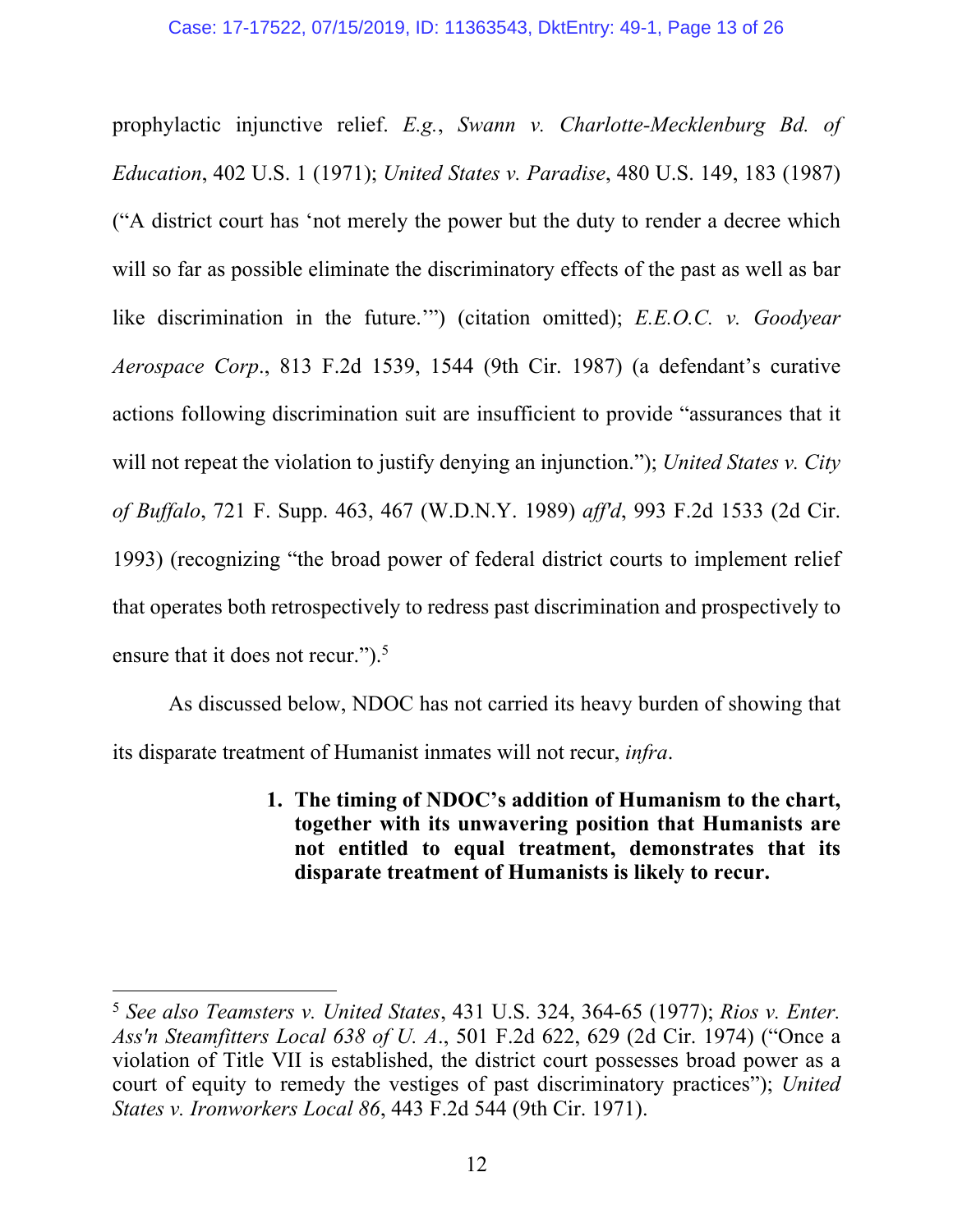prophylactic injunctive relief. *E.g.*, *Swann v. Charlotte-Mecklenburg Bd. of Education*, 402 U.S. 1 (1971); *United States v. Paradise*, 480 U.S. 149, 183 (1987) ("A district court has 'not merely the power but the duty to render a decree which will so far as possible eliminate the discriminatory effects of the past as well as bar like discrimination in the future.'") (citation omitted); *E.E.O.C. v. Goodyear Aerospace Corp*., 813 F.2d 1539, 1544 (9th Cir. 1987) (a defendant's curative actions following discrimination suit are insufficient to provide "assurances that it will not repeat the violation to justify denying an injunction."); *United States v. City of Buffalo*, 721 F. Supp. 463, 467 (W.D.N.Y. 1989) *aff'd*, 993 F.2d 1533 (2d Cir. 1993) (recognizing "the broad power of federal district courts to implement relief that operates both retrospectively to redress past discrimination and prospectively to ensure that it does not recur.").[5]

As discussed below, NDOC has not carried its heavy burden of showing that its disparate treatment of Humanist inmates will not recur, *infra*.

**1. The timing of NDOC's addition of Humanism to the chart, together with its unwavering position that Humanists are not entitled to equal treatment, demonstrates that its disparate treatment of Humanists is likely to recur.**

---

[5] *See also Teamsters v. United States*, 431 U.S. 324, 364-65 (1977); *Rios v. Enter. Ass'n Steamfitters Local 638 of U. A*., 501 F.2d 622, 629 (2d Cir. 1974) ("Once a violation of Title VII is established, the district court possesses broad power as a court of equity to remedy the vestiges of past discriminatory practices"); *United States v. Ironworkers Local 86*, 443 F.2d 544 (9th Cir. 1971).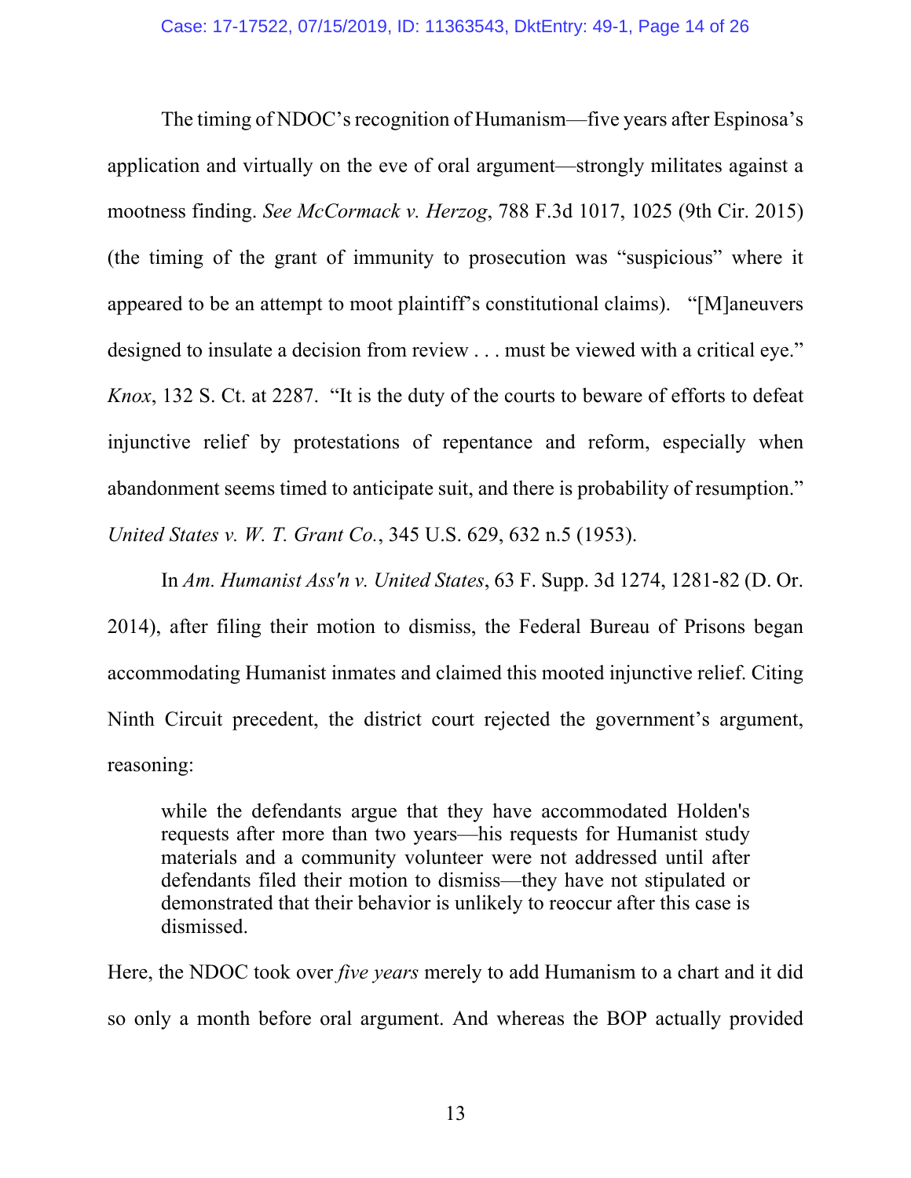The timing of NDOC's recognition of Humanism—five years after Espinosa's application and virtually on the eve of oral argument—strongly militates against a mootness finding. *See McCormack v. Herzog*, 788 F.3d 1017, 1025 (9th Cir. 2015) (the timing of the grant of immunity to prosecution was "suspicious" where it appeared to be an attempt to moot plaintiff's constitutional claims). "[M]aneuvers designed to insulate a decision from review . . . must be viewed with a critical eye." *Knox*, 132 S. Ct. at 2287. "It is the duty of the courts to beware of efforts to defeat injunctive relief by protestations of repentance and reform, especially when abandonment seems timed to anticipate suit, and there is probability of resumption." *United States v. W. T. Grant Co.*, 345 U.S. 629, 632 n.5 (1953).

In *Am. Humanist Ass'n v. United States*, 63 F. Supp. 3d 1274, 1281-82 (D. Or. 2014), after filing their motion to dismiss, the Federal Bureau of Prisons began accommodating Humanist inmates and claimed this mooted injunctive relief. Citing Ninth Circuit precedent, the district court rejected the government's argument, reasoning:

> while the defendants argue that they have accommodated Holden's requests after more than two years—his requests for Humanist study materials and a community volunteer were not addressed until after defendants filed their motion to dismiss—they have not stipulated or demonstrated that their behavior is unlikely to reoccur after this case is dismissed.

Here, the NDOC took over *five years* merely to add Humanism to a chart and it did so only a month before oral argument. And whereas the BOP actually provided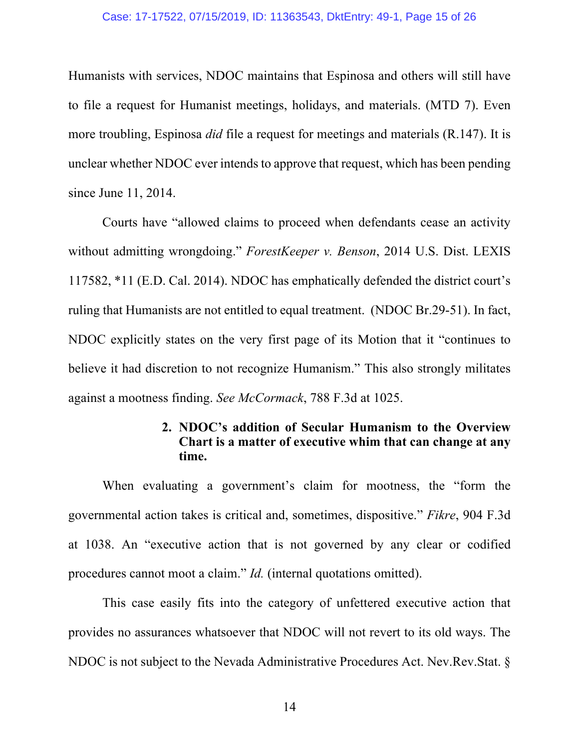Humanists with services, NDOC maintains that Espinosa and others will still have to file a request for Humanist meetings, holidays, and materials. (MTD 7). Even more troubling, Espinosa *did* file a request for meetings and materials (R.147). It is unclear whether NDOC ever intends to approve that request, which has been pending since June 11, 2014.

Courts have "allowed claims to proceed when defendants cease an activity without admitting wrongdoing." *ForestKeeper v. Benson*, 2014 U.S. Dist. LEXIS 117582, *11 (E.D. Cal. 2014). NDOC has emphatically defended the district court's ruling that Humanists are not entitled to equal treatment. (NDOC Br.29-51). In fact, NDOC explicitly states on the very first page of its Motion that it "continues to believe it had discretion to not recognize Humanism." This also strongly militates against a mootness finding. *See McCormack*, 788 F.3d at 1025.

#### 2. NDOC's addition of Secular Humanism to the Overview Chart is a matter of executive whim that can change at any time.

When evaluating a government's claim for mootness, the "form the governmental action takes is critical and, sometimes, dispositive." *Fikre*, 904 F.3d at 1038. An "executive action that is not governed by any clear or codified procedures cannot moot a claim." *Id.* (internal quotations omitted).

This case easily fits into the category of unfettered executive action that provides no assurances whatsoever that NDOC will not revert to its old ways. The NDOC is not subject to the Nevada Administrative Procedures Act. Nev.Rev.Stat. §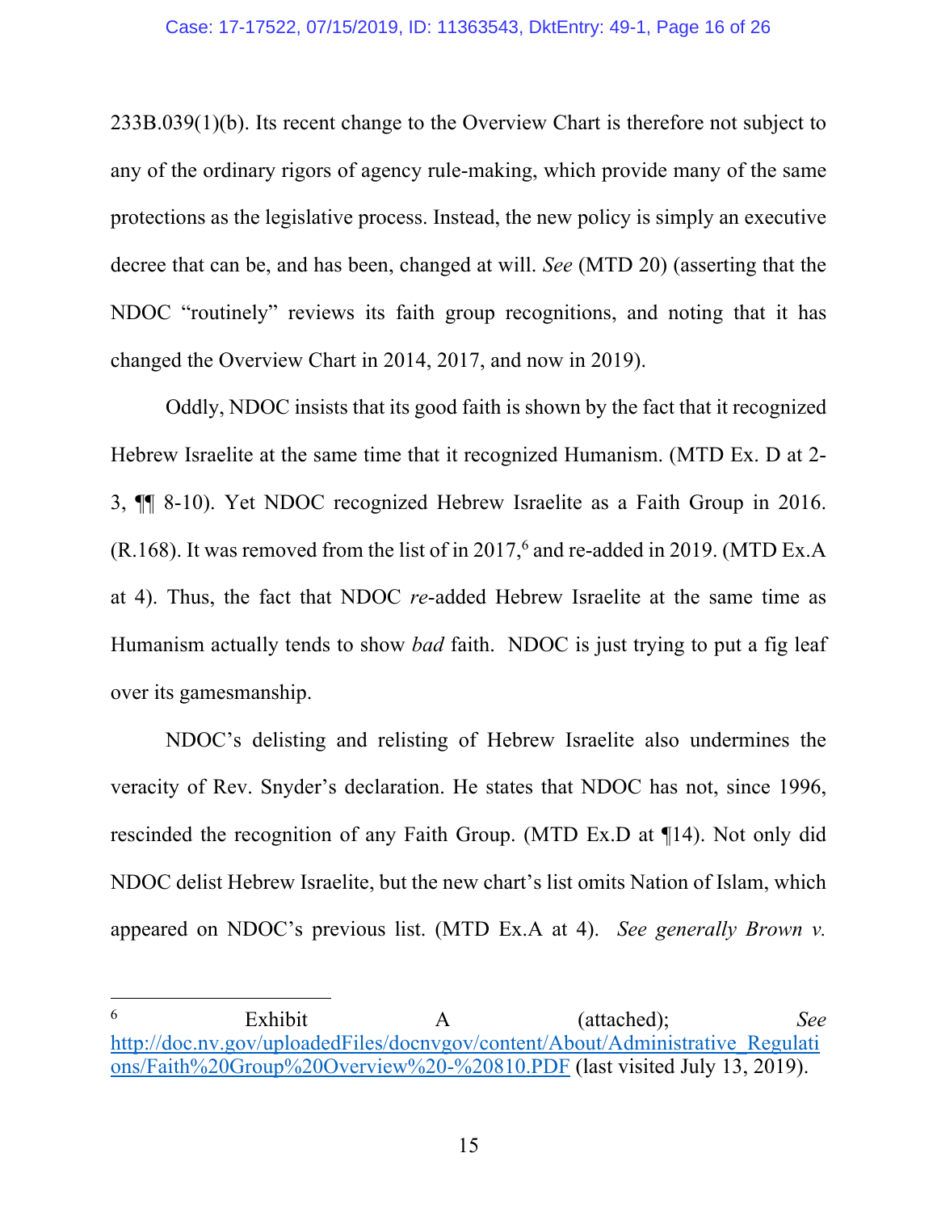233B.039(1)(b). Its recent change to the Overview Chart is therefore not subject to any of the ordinary rigors of agency rule-making, which provide many of the same protections as the legislative process. Instead, the new policy is simply an executive decree that can be, and has been, changed at will. *See* (MTD 20) (asserting that the NDOC "routinely" reviews its faith group recognitions, and noting that it has changed the Overview Chart in 2014, 2017, and now in 2019).

Oddly, NDOC insists that its good faith is shown by the fact that it recognized Hebrew Israelite at the same time that it recognized Humanism. (MTD Ex. D at 2-3, ¶¶ 8-10). Yet NDOC recognized Hebrew Israelite as a Faith Group in 2016. (R.168). It was removed from the list of in 2017,[6] and re-added in 2019. (MTD Ex.A at 4). Thus, the fact that NDOC *re*-added Hebrew Israelite at the same time as Humanism actually tends to show *bad* faith. NDOC is just trying to put a fig leaf over its gamesmanship.

NDOC's delisting and relisting of Hebrew Israelite also undermines the veracity of Rev. Snyder's declaration. He states that NDOC has not, since 1996, rescinded the recognition of any Faith Group. (MTD Ex.D at ¶14). Not only did NDOC delist Hebrew Israelite, but the new chart's list omits Nation of Islam, which appeared on NDOC's previous list. (MTD Ex.A at 4). *See generally Brown v.*

---

[6] Exhibit A (attached); *See* http://doc.nv.gov/uploadedFiles/docnvgov/content/About/Administrative_Regulations/Faith%20Group%20Overview%20-%20810.PDF (last visited July 13, 2019).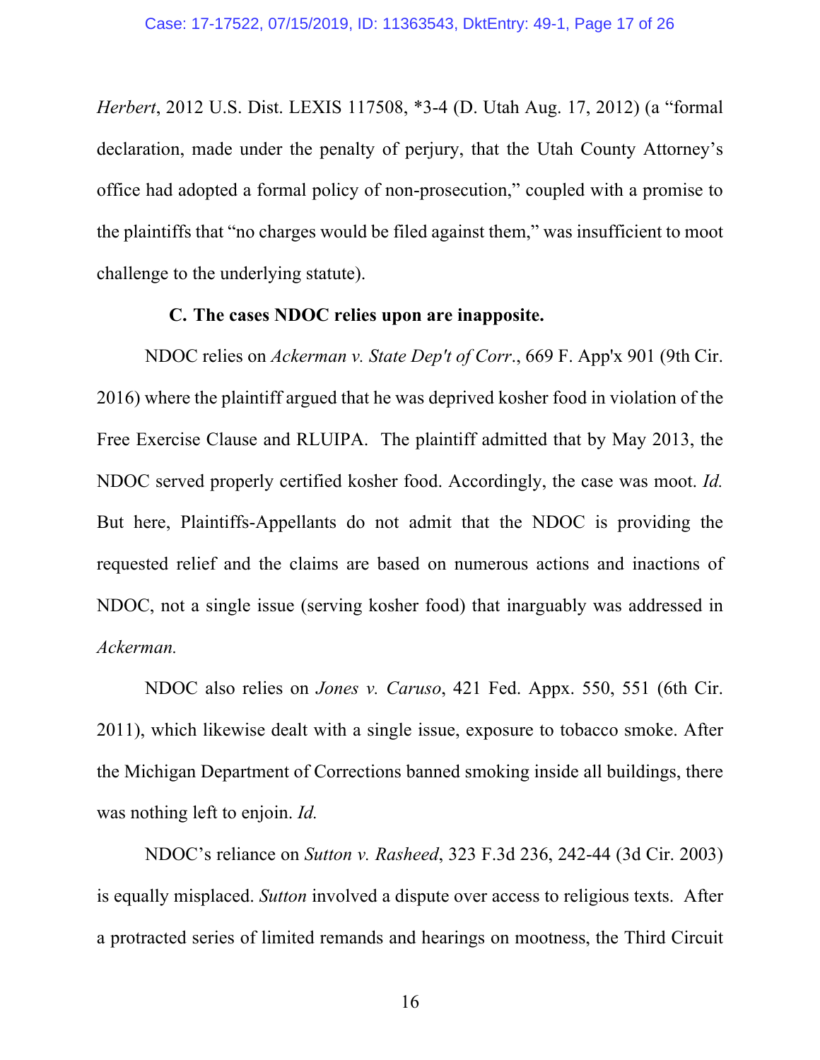*Herbert*, 2012 U.S. Dist. LEXIS 117508, *3-4 (D. Utah Aug. 17, 2012) (a "formal declaration, made under the penalty of perjury, that the Utah County Attorney's office had adopted a formal policy of non-prosecution," coupled with a promise to the plaintiffs that "no charges would be filed against them," was insufficient to moot challenge to the underlying statute).

**C. The cases NDOC relies upon are inapposite.**

NDOC relies on *Ackerman v. State Dep't of Corr*., 669 F. App'x 901 (9th Cir. 2016) where the plaintiff argued that he was deprived kosher food in violation of the Free Exercise Clause and RLUIPA. The plaintiff admitted that by May 2013, the NDOC served properly certified kosher food. Accordingly, the case was moot. *Id.* But here, Plaintiffs-Appellants do not admit that the NDOC is providing the requested relief and the claims are based on numerous actions and inactions of NDOC, not a single issue (serving kosher food) that inarguably was addressed in *Ackerman.*

NDOC also relies on *Jones v. Caruso*, 421 Fed. Appx. 550, 551 (6th Cir. 2011), which likewise dealt with a single issue, exposure to tobacco smoke. After the Michigan Department of Corrections banned smoking inside all buildings, there was nothing left to enjoin. *Id.*

NDOC's reliance on *Sutton v. Rasheed*, 323 F.3d 236, 242-44 (3d Cir. 2003) is equally misplaced. *Sutton* involved a dispute over access to religious texts. After a protracted series of limited remands and hearings on mootness, the Third Circuit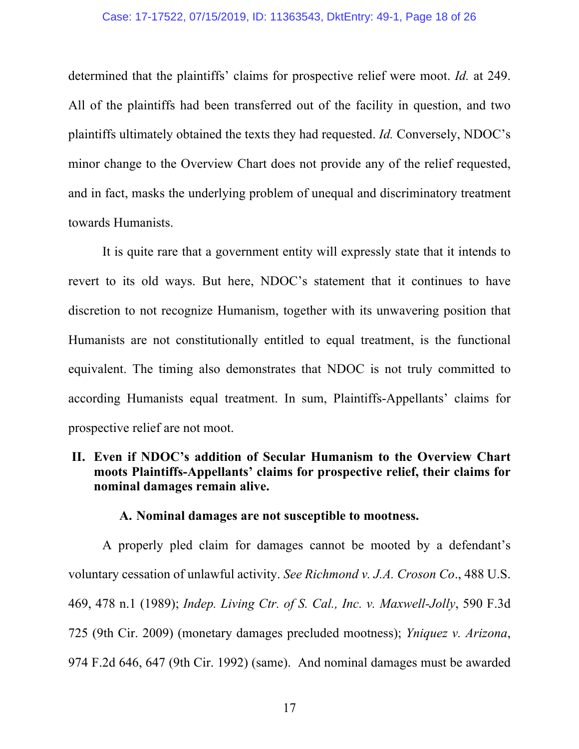determined that the plaintiffs' claims for prospective relief were moot. *Id.* at 249. All of the plaintiffs had been transferred out of the facility in question, and two plaintiffs ultimately obtained the texts they had requested. *Id.* Conversely, NDOC's minor change to the Overview Chart does not provide any of the relief requested, and in fact, masks the underlying problem of unequal and discriminatory treatment towards Humanists.

It is quite rare that a government entity will expressly state that it intends to revert to its old ways. But here, NDOC's statement that it continues to have discretion to not recognize Humanism, together with its unwavering position that Humanists are not constitutionally entitled to equal treatment, is the functional equivalent. The timing also demonstrates that NDOC is not truly committed to according Humanists equal treatment. In sum, Plaintiffs-Appellants' claims for prospective relief are not moot.

## II. Even if NDOC's addition of Secular Humanism to the Overview Chart moots Plaintiffs-Appellants' claims for prospective relief, their claims for nominal damages remain alive.

### A. Nominal damages are not susceptible to mootness.

A properly pled claim for damages cannot be mooted by a defendant's voluntary cessation of unlawful activity. *See Richmond v. J.A. Croson Co*., 488 U.S. 469, 478 n.1 (1989); *Indep. Living Ctr. of S. Cal., Inc. v. Maxwell-Jolly*, 590 F.3d 725 (9th Cir. 2009) (monetary damages precluded mootness); *Yniquez v. Arizona*, 974 F.2d 646, 647 (9th Cir. 1992) (same). And nominal damages must be awarded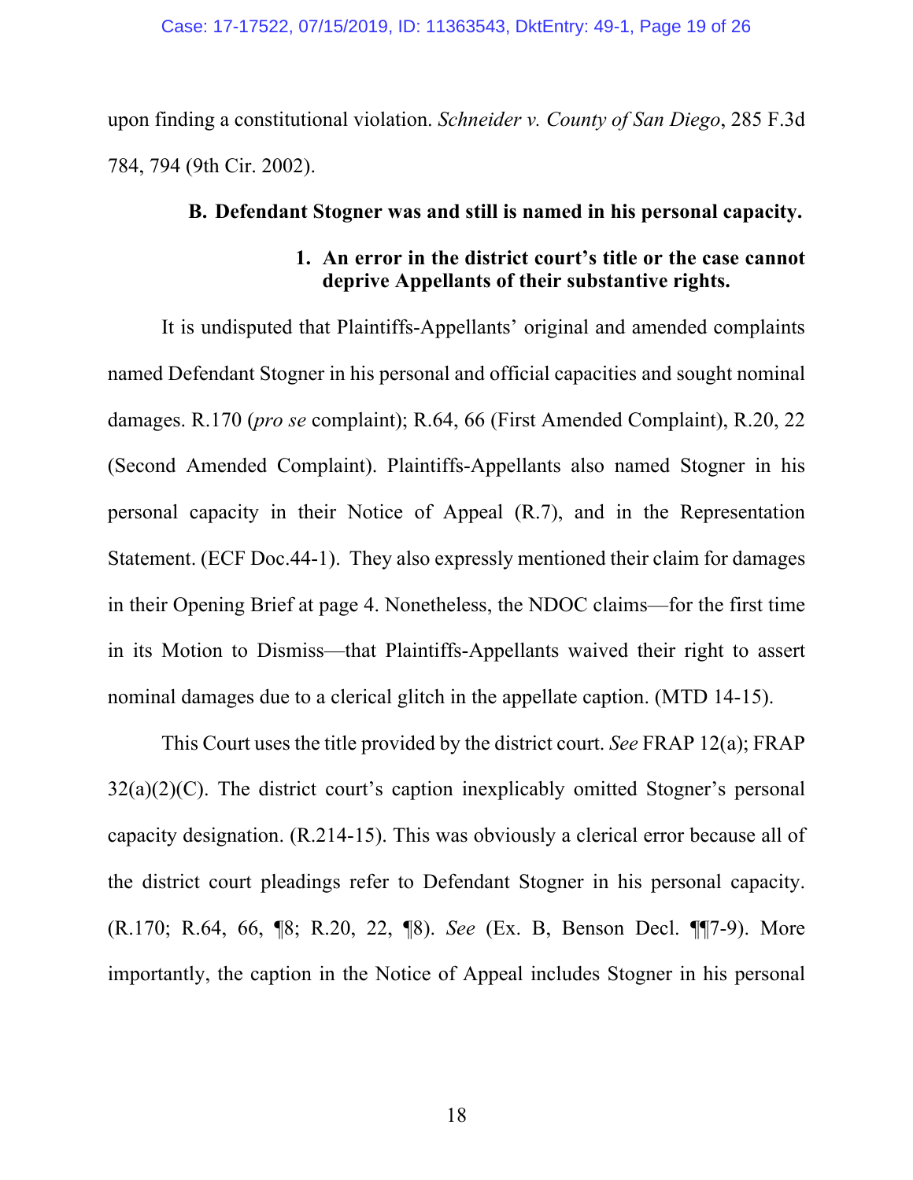upon finding a constitutional violation. *Schneider v. County of San Diego*, 285 F.3d 784, 794 (9th Cir. 2002).

### B. Defendant Stogner was and still is named in his personal capacity.

#### 1. An error in the district court's title or the case cannot deprive Appellants of their substantive rights.

It is undisputed that Plaintiffs-Appellants' original and amended complaints named Defendant Stogner in his personal and official capacities and sought nominal damages. R.170 (*pro se* complaint); R.64, 66 (First Amended Complaint), R.20, 22 (Second Amended Complaint). Plaintiffs-Appellants also named Stogner in his personal capacity in their Notice of Appeal (R.7), and in the Representation Statement. (ECF Doc.44-1). They also expressly mentioned their claim for damages in their Opening Brief at page 4. Nonetheless, the NDOC claims—for the first time in its Motion to Dismiss—that Plaintiffs-Appellants waived their right to assert nominal damages due to a clerical glitch in the appellate caption. (MTD 14-15).

This Court uses the title provided by the district court. *See* FRAP 12(a); FRAP 32(a)(2)(C). The district court's caption inexplicably omitted Stogner's personal capacity designation. (R.214-15). This was obviously a clerical error because all of the district court pleadings refer to Defendant Stogner in his personal capacity. (R.170; R.64, 66, ¶8; R.20, 22, ¶8). *See* (Ex. B, Benson Decl. ¶¶7-9). More importantly, the caption in the Notice of Appeal includes Stogner in his personal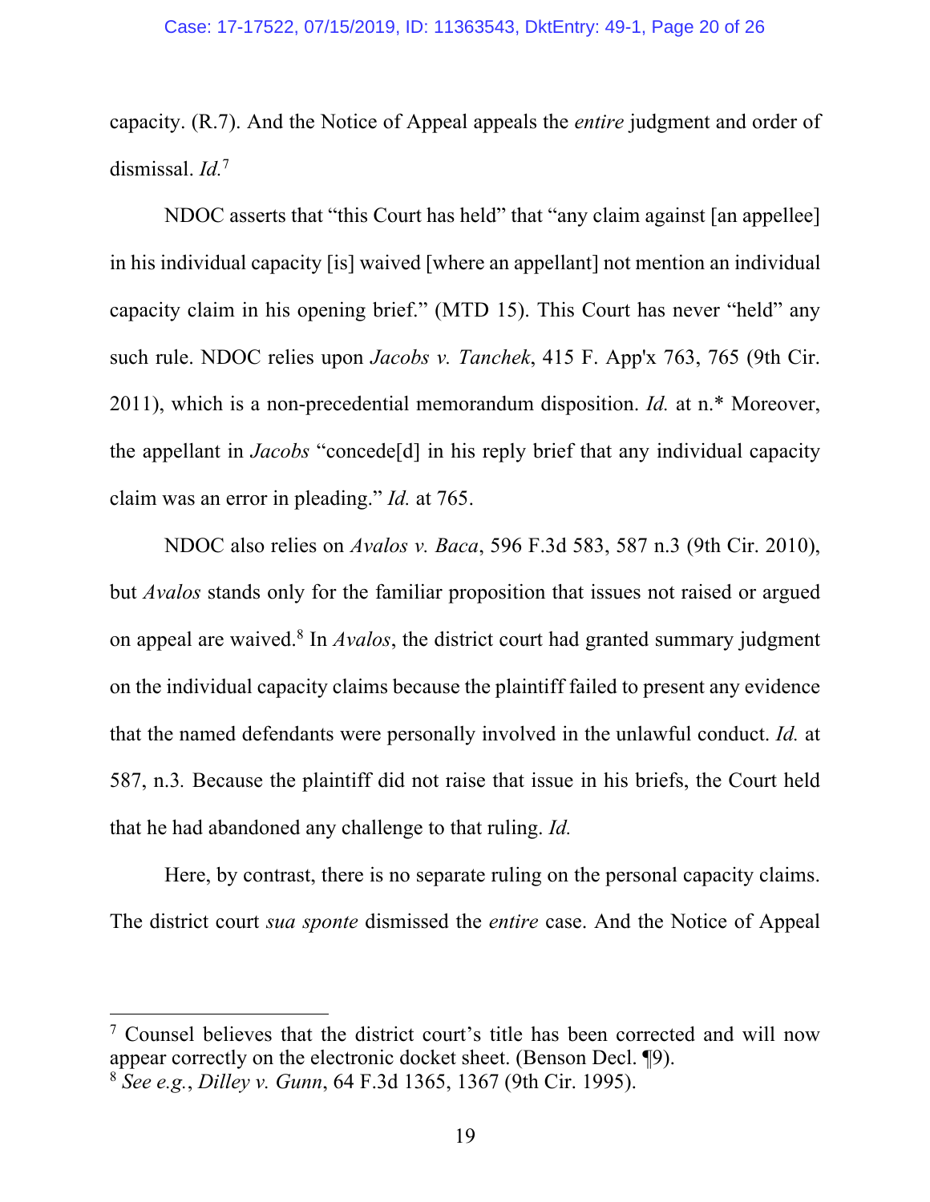capacity. (R.7). And the Notice of Appeal appeals the *entire* judgment and order of dismissal. *Id.*[7]

NDOC asserts that "this Court has held" that "any claim against [an appellee] in his individual capacity [is] waived [where an appellant] not mention an individual capacity claim in his opening brief." (MTD 15). This Court has never "held" any such rule. NDOC relies upon *Jacobs v. Tanchek*, 415 F. App'x 763, 765 (9th Cir. 2011), which is a non-precedential memorandum disposition. *Id.* at n.* Moreover, the appellant in *Jacobs* "concede[d] in his reply brief that any individual capacity claim was an error in pleading." *Id.* at 765.

NDOC also relies on *Avalos v. Baca*, 596 F.3d 583, 587 n.3 (9th Cir. 2010), but *Avalos* stands only for the familiar proposition that issues not raised or argued on appeal are waived.[8] In *Avalos*, the district court had granted summary judgment on the individual capacity claims because the plaintiff failed to present any evidence that the named defendants were personally involved in the unlawful conduct. *Id.* at 587, n.3. Because the plaintiff did not raise that issue in his briefs, the Court held that he had abandoned any challenge to that ruling. *Id.*

Here, by contrast, there is no separate ruling on the personal capacity claims. The district court *sua sponte* dismissed the *entire* case. And the Notice of Appeal

---

[7] Counsel believes that the district court's title has been corrected and will now appear correctly on the electronic docket sheet. (Benson Decl. ¶9).

[8] *See e.g.*, *Dilley v. Gunn*, 64 F.3d 1365, 1367 (9th Cir. 1995).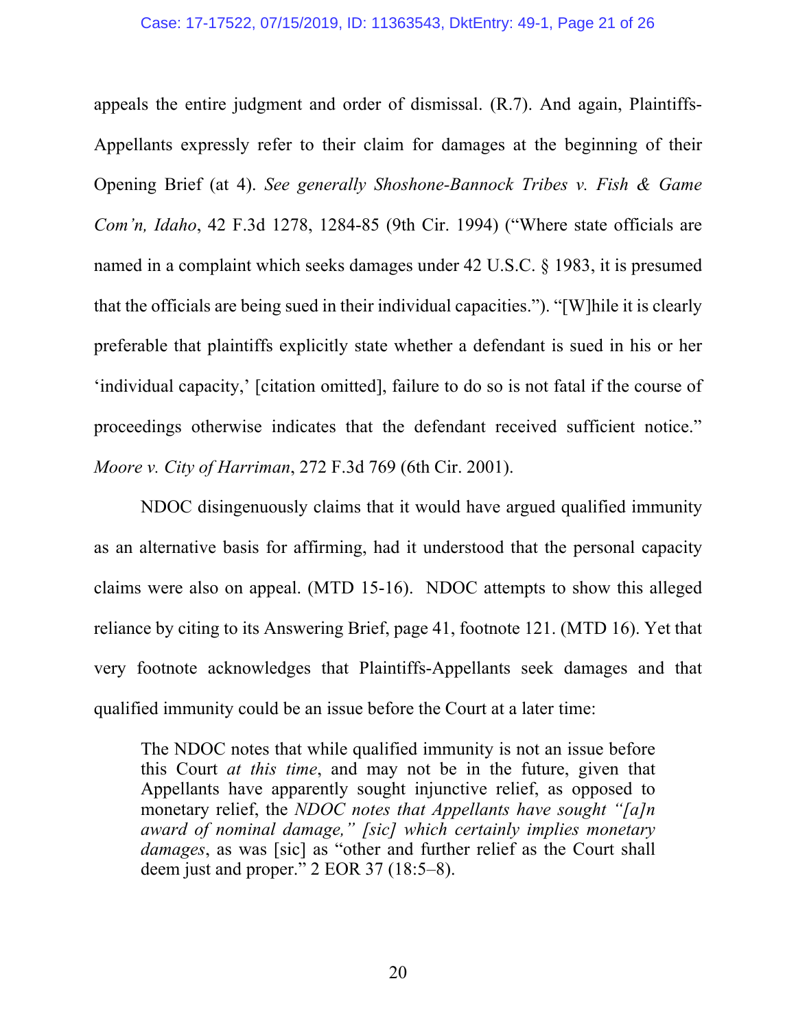appeals the entire judgment and order of dismissal. (R.7). And again, Plaintiffs-Appellants expressly refer to their claim for damages at the beginning of their Opening Brief (at 4). *See generally Shoshone-Bannock Tribes v. Fish & Game Com'n, Idaho*, 42 F.3d 1278, 1284-85 (9th Cir. 1994) ("Where state officials are named in a complaint which seeks damages under 42 U.S.C. § 1983, it is presumed that the officials are being sued in their individual capacities."). "[W]hile it is clearly preferable that plaintiffs explicitly state whether a defendant is sued in his or her 'individual capacity,' [citation omitted], failure to do so is not fatal if the course of proceedings otherwise indicates that the defendant received sufficient notice." *Moore v. City of Harriman*, 272 F.3d 769 (6th Cir. 2001).

NDOC disingenuously claims that it would have argued qualified immunity as an alternative basis for affirming, had it understood that the personal capacity claims were also on appeal. (MTD 15-16). NDOC attempts to show this alleged reliance by citing to its Answering Brief, page 41, footnote 121. (MTD 16). Yet that very footnote acknowledges that Plaintiffs-Appellants seek damages and that qualified immunity could be an issue before the Court at a later time:

> The NDOC notes that while qualified immunity is not an issue before this Court *at this time*, and may not be in the future, given that Appellants have apparently sought injunctive relief, as opposed to monetary relief, the *NDOC notes that Appellants have sought "[a]n award of nominal damage," [sic] which certainly implies monetary damages*, as was [sic] as "other and further relief as the Court shall deem just and proper." 2 EOR 37 (18:5–8).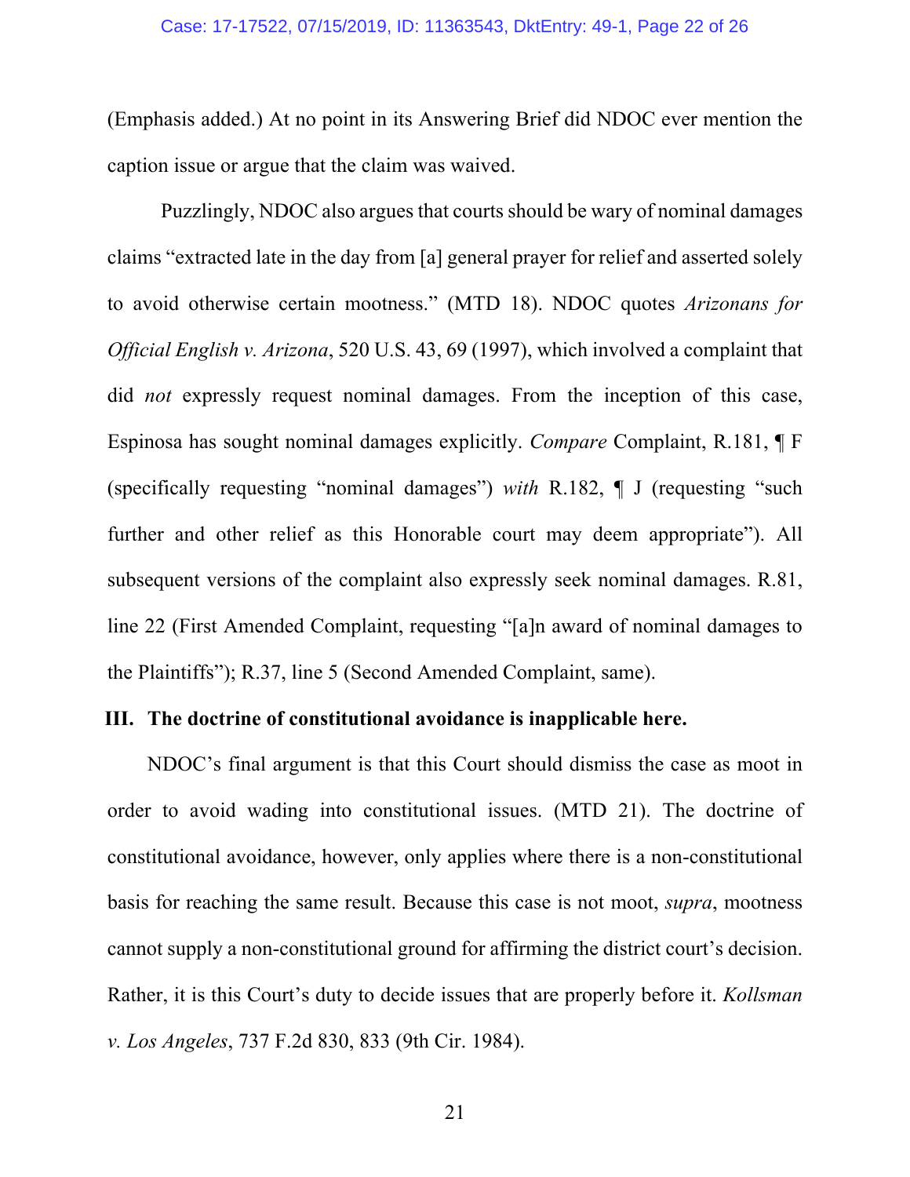(Emphasis added.) At no point in its Answering Brief did NDOC ever mention the caption issue or argue that the claim was waived.

Puzzlingly, NDOC also argues that courts should be wary of nominal damages claims "extracted late in the day from [a] general prayer for relief and asserted solely to avoid otherwise certain mootness." (MTD 18). NDOC quotes *Arizonans for Official English v. Arizona*, 520 U.S. 43, 69 (1997), which involved a complaint that did *not* expressly request nominal damages. From the inception of this case, Espinosa has sought nominal damages explicitly. *Compare* Complaint, R.181, ¶ F (specifically requesting "nominal damages") *with* R.182, ¶ J (requesting "such further and other relief as this Honorable court may deem appropriate"). All subsequent versions of the complaint also expressly seek nominal damages. R.81, line 22 (First Amended Complaint, requesting "[a]n award of nominal damages to the Plaintiffs"); R.37, line 5 (Second Amended Complaint, same).

## III. The doctrine of constitutional avoidance is inapplicable here.

NDOC's final argument is that this Court should dismiss the case as moot in order to avoid wading into constitutional issues. (MTD 21). The doctrine of constitutional avoidance, however, only applies where there is a non-constitutional basis for reaching the same result. Because this case is not moot, *supra*, mootness cannot supply a non-constitutional ground for affirming the district court's decision. Rather, it is this Court's duty to decide issues that are properly before it. *Kollsman v. Los Angeles*, 737 F.2d 830, 833 (9th Cir. 1984).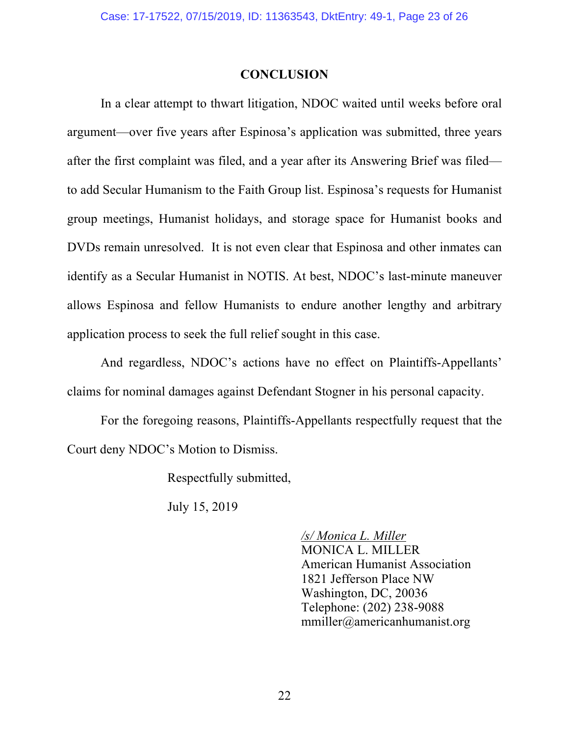## CONCLUSION

In a clear attempt to thwart litigation, NDOC waited until weeks before oral argument—over five years after Espinosa's application was submitted, three years after the first complaint was filed, and a year after its Answering Brief was filed—to add Secular Humanism to the Faith Group list. Espinosa's requests for Humanist group meetings, Humanist holidays, and storage space for Humanist books and DVDs remain unresolved. It is not even clear that Espinosa and other inmates can identify as a Secular Humanist in NOTIS. At best, NDOC's last-minute maneuver allows Espinosa and fellow Humanists to endure another lengthy and arbitrary application process to seek the full relief sought in this case.

And regardless, NDOC's actions have no effect on Plaintiffs-Appellants' claims for nominal damages against Defendant Stogner in his personal capacity.

For the foregoing reasons, Plaintiffs-Appellants respectfully request that the Court deny NDOC's Motion to Dismiss.

Respectfully submitted,

July 15, 2019

*/s/ Monica L. Miller*
MONICA L. MILLER
American Humanist Association
1821 Jefferson Place NW
Washington, DC, 20036
Telephone: (202) 238-9088
mmiller@americanhumanist.org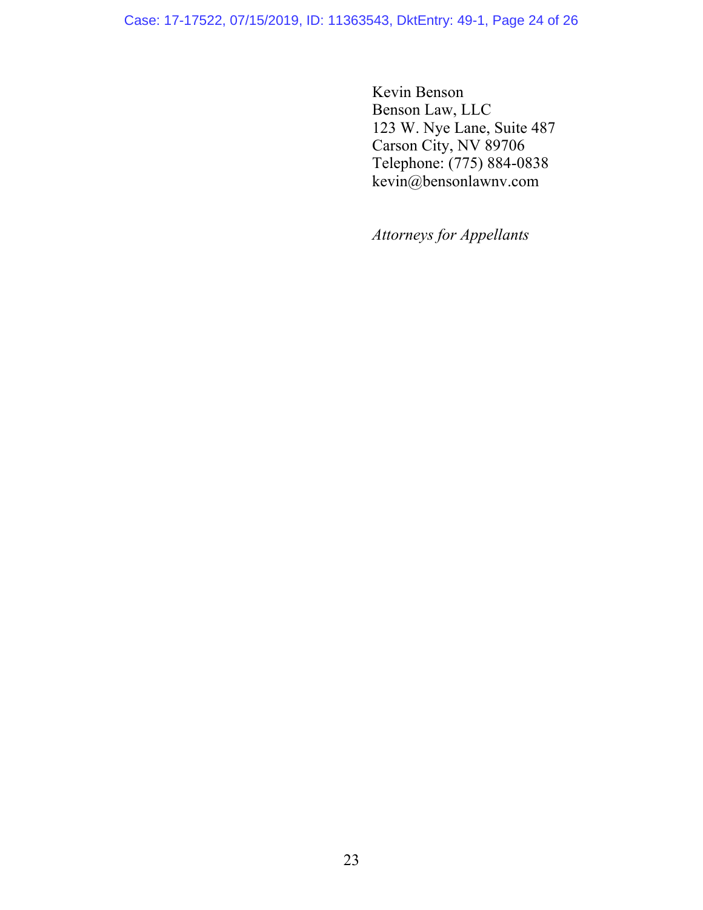Kevin Benson
Benson Law, LLC
123 W. Nye Lane, Suite 487
Carson City, NV 89706
Telephone: (775) 884-0838
kevin@bensonlawnv.com

*Attorneys for Appellants*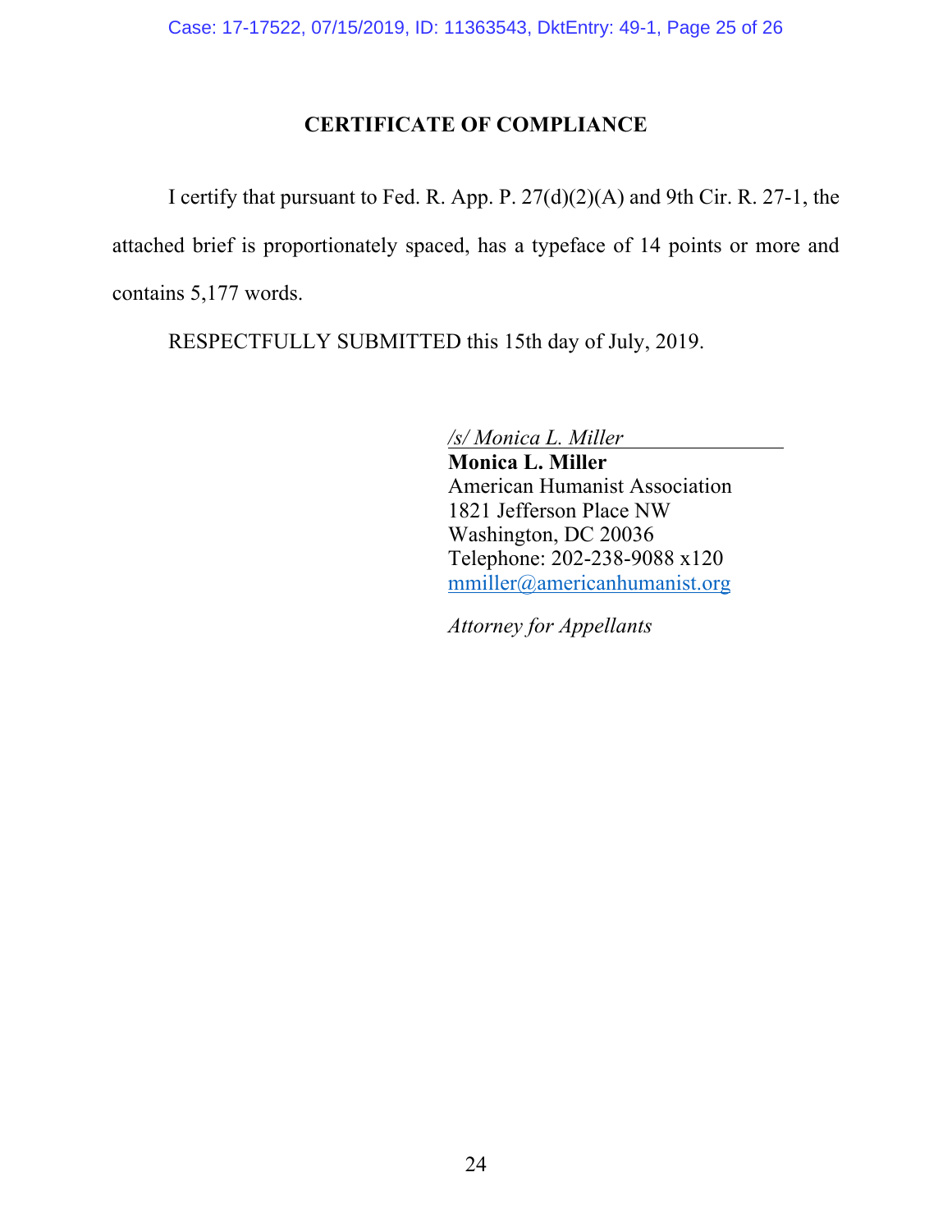# CERTIFICATE OF COMPLIANCE

I certify that pursuant to Fed. R. App. P. 27(d)(2)(A) and 9th Cir. R. 27-1, the attached brief is proportionately spaced, has a typeface of 14 points or more and contains 5,177 words.

RESPECTFULLY SUBMITTED this 15th day of July, 2019.

*/s/ Monica L. Miller*
**Monica L. Miller**
American Humanist Association
1821 Jefferson Place NW
Washington, DC 20036
Telephone: 202-238-9088 x120
mmiller@americanhumanist.org

*Attorney for Appellants*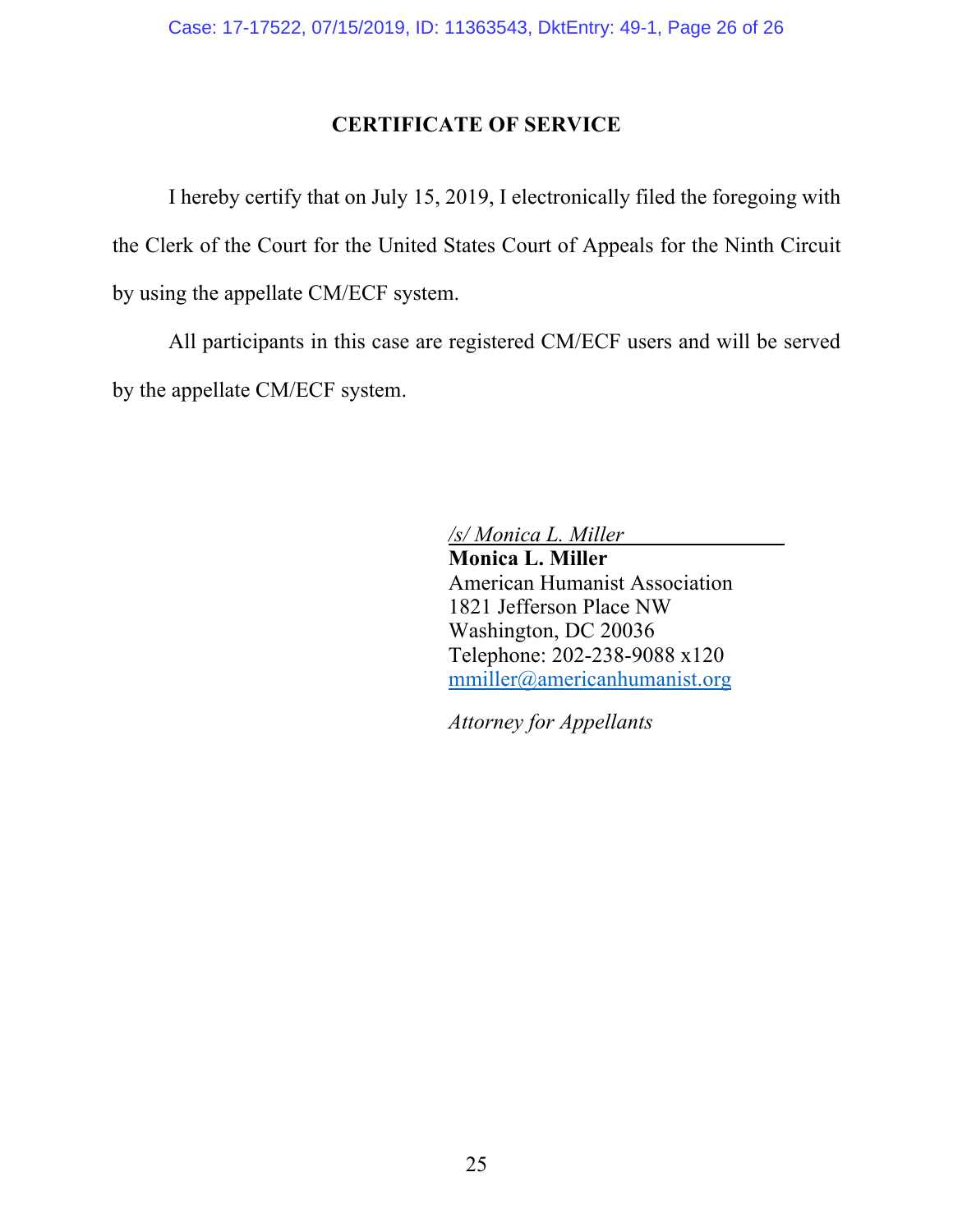## CERTIFICATE OF SERVICE

I hereby certify that on July 15, 2019, I electronically filed the foregoing with the Clerk of the Court for the United States Court of Appeals for the Ninth Circuit by using the appellate CM/ECF system.

All participants in this case are registered CM/ECF users and will be served by the appellate CM/ECF system.

*/s/ Monica L. Miller*
**Monica L. Miller**
American Humanist Association
1821 Jefferson Place NW
Washington, DC 20036
Telephone: 202-238-9088 x120
mmiller@americanhumanist.org

*Attorney for Appellants*